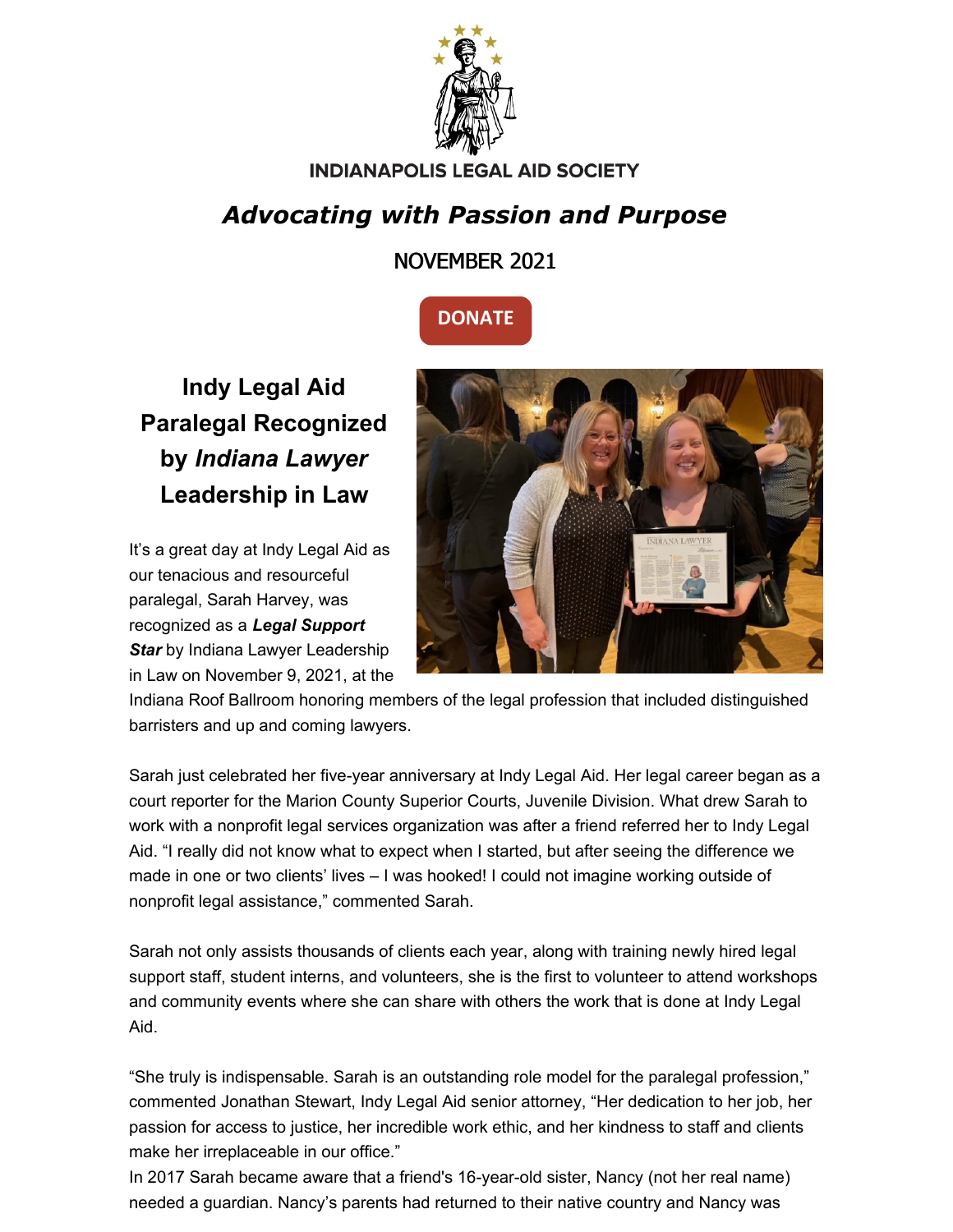INDIANAPOLIS LEGAL AID SOCIETY

## *Advocating with Passion and Purpose*

NOVEMBER 2021

DONATE

### Indy Legal Aid Paralegal Recognized by *Indiana Lawyer* Leadership in Law

It's a great day at Indy Legal Aid as our tenacious and resourceful paralegal, Sarah Harvey, was recognized as a ***Legal Support Star*** by Indiana Lawyer Leadership in Law on November 9, 2021, at the Indiana Roof Ballroom honoring members of the legal profession that included distinguished barristers and up and coming lawyers.

Sarah just celebrated her five-year anniversary at Indy Legal Aid. Her legal career began as a court reporter for the Marion County Superior Courts, Juvenile Division. What drew Sarah to work with a nonprofit legal services organization was after a friend referred her to Indy Legal Aid. "I really did not know what to expect when I started, but after seeing the difference we made in one or two clients' lives – I was hooked! I could not imagine working outside of nonprofit legal assistance," commented Sarah.

Sarah not only assists thousands of clients each year, along with training newly hired legal support staff, student interns, and volunteers, she is the first to volunteer to attend workshops and community events where she can share with others the work that is done at Indy Legal Aid.

"She truly is indispensable. Sarah is an outstanding role model for the paralegal profession," commented Jonathan Stewart, Indy Legal Aid senior attorney, "Her dedication to her job, her passion for access to justice, her incredible work ethic, and her kindness to staff and clients make her irreplaceable in our office."

In 2017 Sarah became aware that a friend's 16-year-old sister, Nancy (not her real name) needed a guardian. Nancy's parents had returned to their native country and Nancy was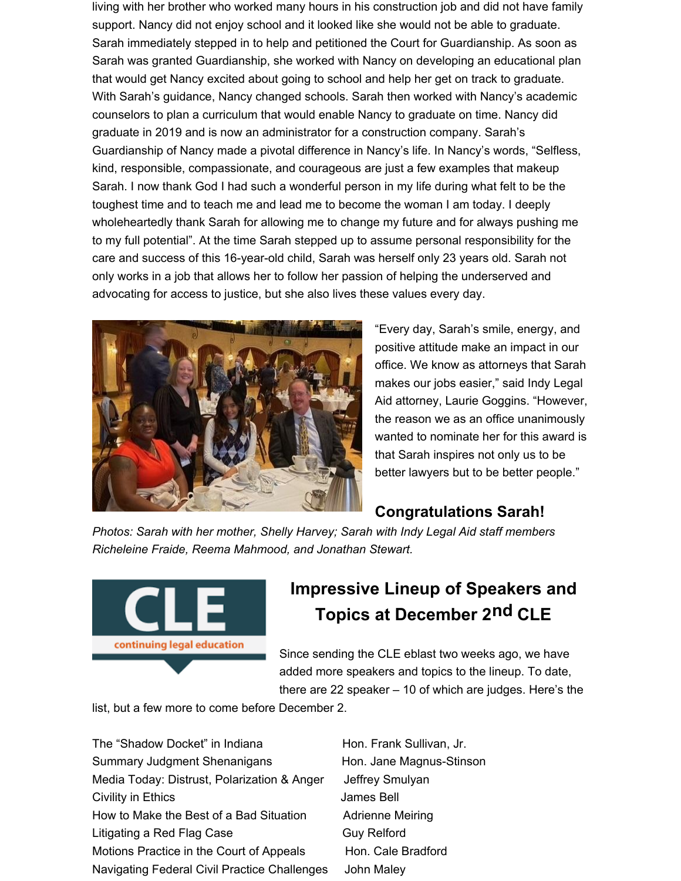living with her brother who worked many hours in his construction job and did not have family support. Nancy did not enjoy school and it looked like she would not be able to graduate. Sarah immediately stepped in to help and petitioned the Court for Guardianship. As soon as Sarah was granted Guardianship, she worked with Nancy on developing an educational plan that would get Nancy excited about going to school and help her get on track to graduate. With Sarah's guidance, Nancy changed schools. Sarah then worked with Nancy's academic counselors to plan a curriculum that would enable Nancy to graduate on time. Nancy did graduate in 2019 and is now an administrator for a construction company. Sarah's Guardianship of Nancy made a pivotal difference in Nancy's life. In Nancy's words, "Selfless, kind, responsible, compassionate, and courageous are just a few examples that makeup Sarah. I now thank God I had such a wonderful person in my life during what felt to be the toughest time and to teach me and lead me to become the woman I am today. I deeply wholeheartedly thank Sarah for allowing me to change my future and for always pushing me to my full potential". At the time Sarah stepped up to assume personal responsibility for the care and success of this 16-year-old child, Sarah was herself only 23 years old. Sarah not only works in a job that allows her to follow her passion of helping the underserved and advocating for access to justice, but she also lives these values every day.

"Every day, Sarah's smile, energy, and positive attitude make an impact in our office. We know as attorneys that Sarah makes our jobs easier," said Indy Legal Aid attorney, Laurie Goggins. "However, the reason we as an office unanimously wanted to nominate her for this award is that Sarah inspires not only us to be better lawyers but to be better people."

**Congratulations Sarah!**

*Photos: Sarah with her mother, Shelly Harvey; Sarah with Indy Legal Aid staff members Richeleine Fraide, Reema Mahmood, and Jonathan Stewart.*

## Impressive Lineup of Speakers and Topics at December 2nd CLE

Since sending the CLE eblast two weeks ago, we have added more speakers and topics to the lineup. To date, there are 22 speaker – 10 of which are judges. Here's the list, but a few more to come before December 2.

| | |
|---|---|
| The "Shadow Docket" in Indiana | Hon. Frank Sullivan, Jr. |
| Summary Judgment Shenanigans | Hon. Jane Magnus-Stinson |
| Media Today: Distrust, Polarization & Anger | Jeffrey Smulyan |
| Civility in Ethics | James Bell |
| How to Make the Best of a Bad Situation | Adrienne Meiring |
| Litigating a Red Flag Case | Guy Relford |
| Motions Practice in the Court of Appeals | Hon. Cale Bradford |
| Navigating Federal Civil Practice Challenges | John Maley |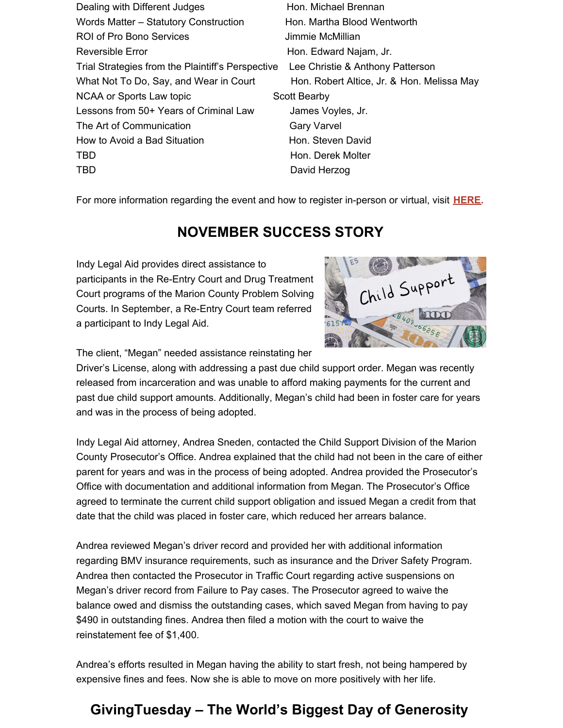| | |
|---|---|
| Dealing with Different Judges | Hon. Michael Brennan |
| Words Matter – Statutory Construction | Hon. Martha Blood Wentworth |
| ROI of Pro Bono Services | Jimmie McMillian |
| Reversible Error | Hon. Edward Najam, Jr. |
| Trial Strategies from the Plaintiff's Perspective | Lee Christie & Anthony Patterson |
| What Not To Do, Say, and Wear in Court | Hon. Robert Altice, Jr. & Hon. Melissa May |
| NCAA or Sports Law topic | Scott Bearby |
| Lessons from 50+ Years of Criminal Law | James Voyles, Jr. |
| The Art of Communication | Gary Varvel |
| How to Avoid a Bad Situation | Hon. Steven David |
| TBD | Hon. Derek Molter |
| TBD | David Herzog |

For more information regarding the event and how to register in-person or virtual, visit **HERE.**

## NOVEMBER SUCCESS STORY

Indy Legal Aid provides direct assistance to participants in the Re-Entry Court and Drug Treatment Court programs of the Marion County Problem Solving Courts. In September, a Re-Entry Court team referred a participant to Indy Legal Aid.

The client, "Megan" needed assistance reinstating her Driver's License, along with addressing a past due child support order. Megan was recently released from incarceration and was unable to afford making payments for the current and past due child support amounts. Additionally, Megan's child had been in foster care for years and was in the process of being adopted.

Indy Legal Aid attorney, Andrea Sneden, contacted the Child Support Division of the Marion County Prosecutor's Office. Andrea explained that the child had not been in the care of either parent for years and was in the process of being adopted. Andrea provided the Prosecutor's Office with documentation and additional information from Megan. The Prosecutor's Office agreed to terminate the current child support obligation and issued Megan a credit from that date that the child was placed in foster care, which reduced her arrears balance.

Andrea reviewed Megan's driver record and provided her with additional information regarding BMV insurance requirements, such as insurance and the Driver Safety Program. Andrea then contacted the Prosecutor in Traffic Court regarding active suspensions on Megan's driver record from Failure to Pay cases. The Prosecutor agreed to waive the balance owed and dismiss the outstanding cases, which saved Megan from having to pay $490 in outstanding fines. Andrea then filed a motion with the court to waive the reinstatement fee of $1,400.

Andrea's efforts resulted in Megan having the ability to start fresh, not being hampered by expensive fines and fees. Now she is able to move on more positively with her life.

## GivingTuesday – The World's Biggest Day of Generosity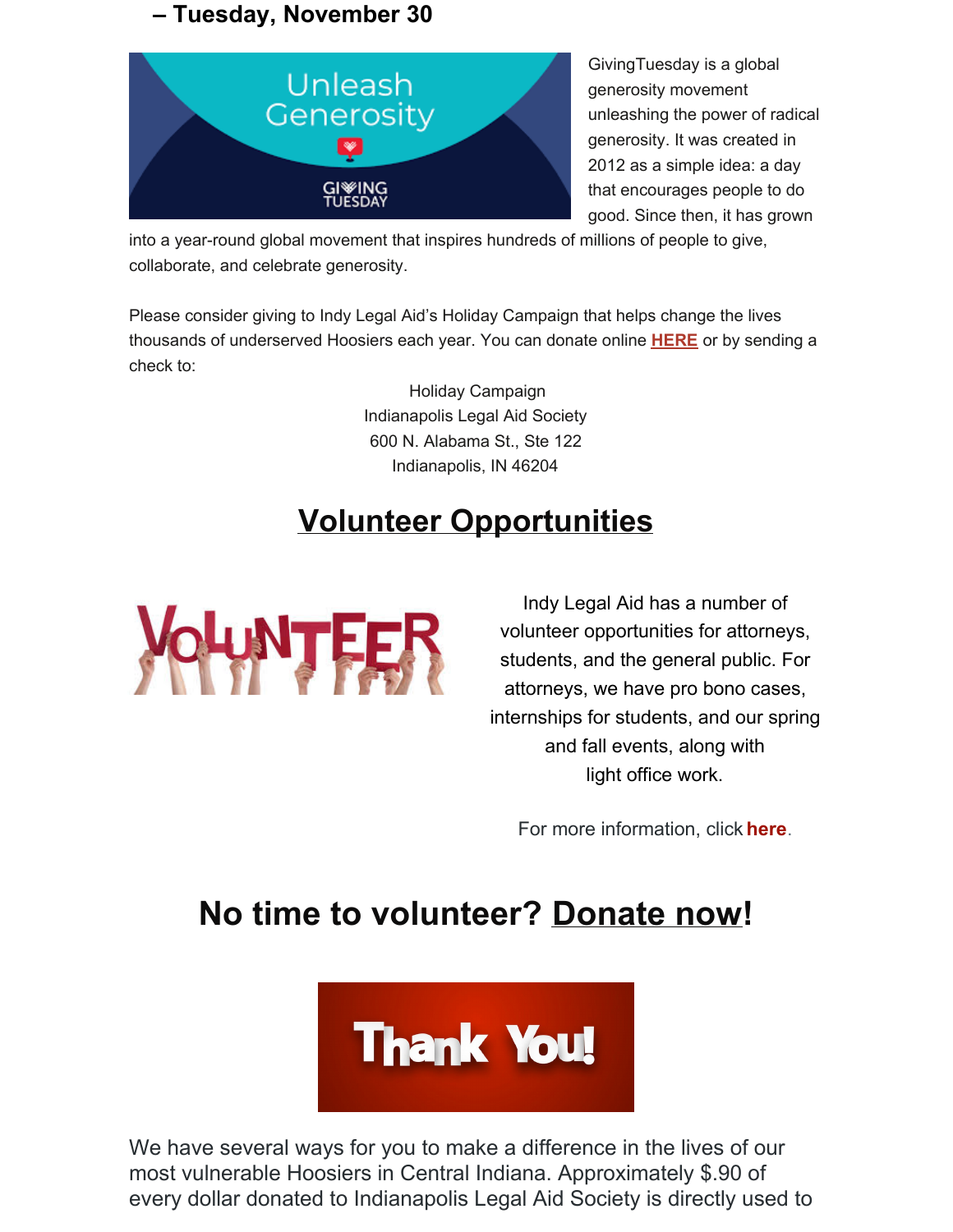**– Tuesday, November 30**

GivingTuesday is a global generosity movement unleashing the power of radical generosity. It was created in 2012 as a simple idea: a day that encourages people to do good. Since then, it has grown into a year-round global movement that inspires hundreds of millions of people to give, collaborate, and celebrate generosity.

Please consider giving to Indy Legal Aid's Holiday Campaign that helps change the lives thousands of underserved Hoosiers each year. You can donate online **HERE** or by sending a check to:

Holiday Campaign
Indianapolis Legal Aid Society
600 N. Alabama St., Ste 122
Indianapolis, IN 46204

## Volunteer Opportunities

Indy Legal Aid has a number of volunteer opportunities for attorneys, students, and the general public. For attorneys, we have pro bono cases, internships for students, and our spring and fall events, along with light office work.

For more information, click **here**.

## No time to volunteer? Donate now!

We have several ways for you to make a difference in the lives of our most vulnerable Hoosiers in Central Indiana. Approximately $.90 of every dollar donated to Indianapolis Legal Aid Society is directly used to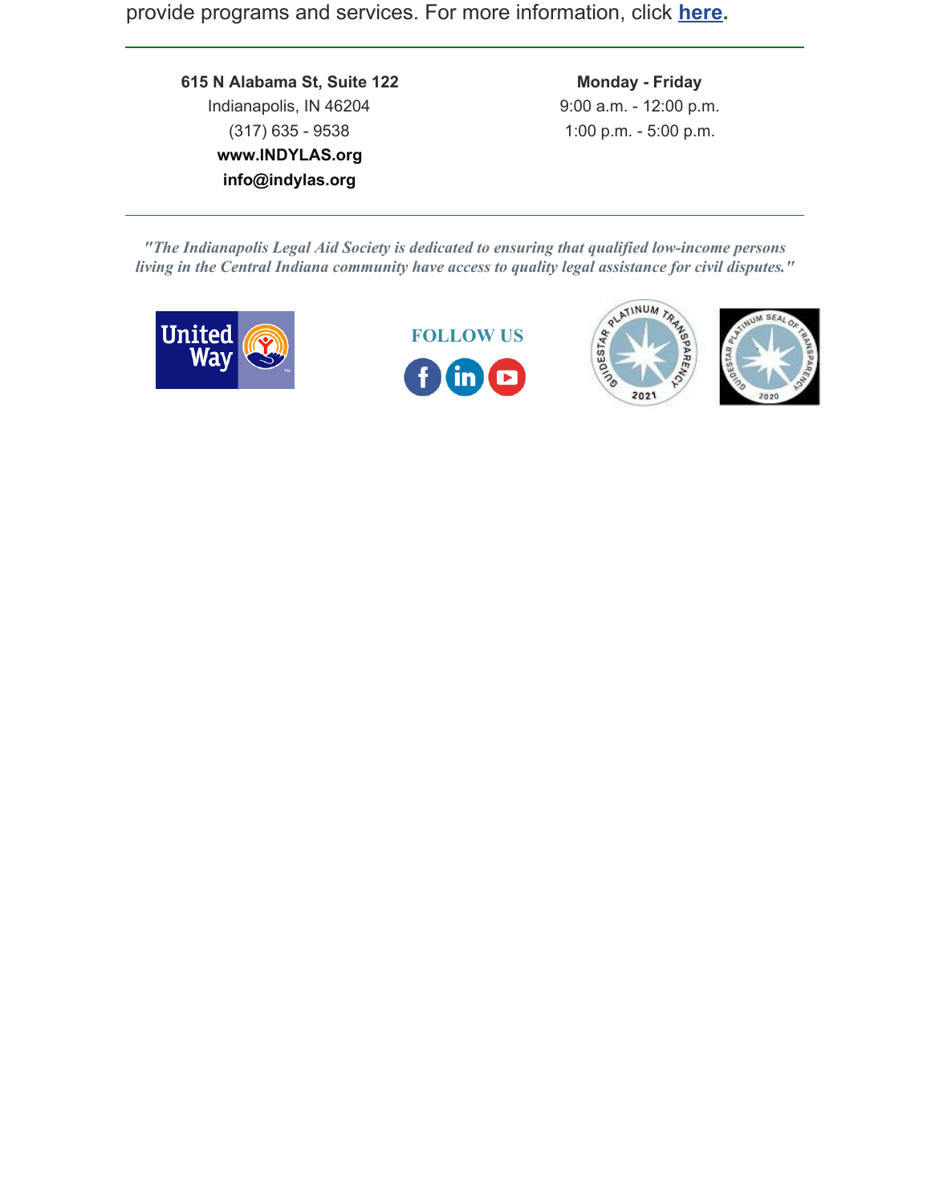provide programs and services. For more information, click **here**.

---

**615 N Alabama St, Suite 122**
Indianapolis, IN 46204
(317) 635 - 9538
**www.INDYLAS.org**
**info@indylas.org**

**Monday - Friday**
9:00 a.m. - 12:00 p.m.
1:00 p.m. - 5:00 p.m.

---

*"The Indianapolis Legal Aid Society is dedicated to ensuring that qualified low-income persons living in the Central Indiana community have access to quality legal assistance for civil disputes."*

**FOLLOW US**